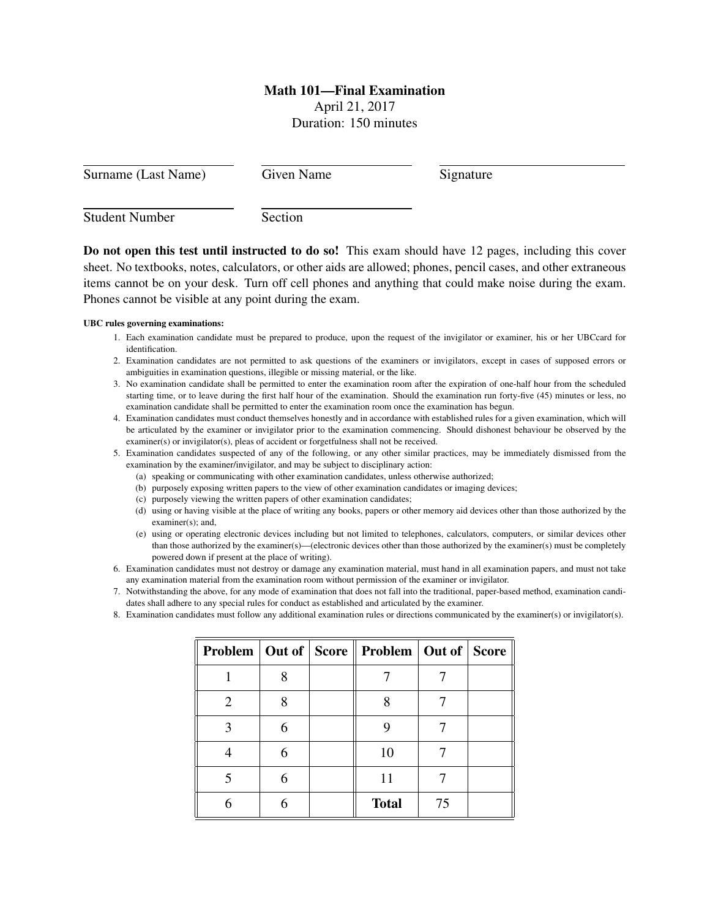# Math 101—Final Examination

April 21, 2017

Duration: 150 minutes

Surname (Last Name) ____________ Given Name ____________ Signature ____________

Student Number ____________ Section ____________

**Do not open this test until instructed to do so!** This exam should have 12 pages, including this cover sheet. No textbooks, notes, calculators, or other aids are allowed; phones, pencil cases, and other extraneous items cannot be on your desk. Turn off cell phones and anything that could make noise during the exam. Phones cannot be visible at any point during the exam.

**UBC rules governing examinations:**

1. Each examination candidate must be prepared to produce, upon the request of the invigilator or examiner, his or her UBCcard for identification.
2. Examination candidates are not permitted to ask questions of the examiners or invigilators, except in cases of supposed errors or ambiguities in examination questions, illegible or missing material, or the like.
3. No examination candidate shall be permitted to enter the examination room after the expiration of one-half hour from the scheduled starting time, or to leave during the first half hour of the examination. Should the examination run forty-five (45) minutes or less, no examination candidate shall be permitted to enter the examination room once the examination has begun.
4. Examination candidates must conduct themselves honestly and in accordance with established rules for a given examination, which will be articulated by the examiner or invigilator prior to the examination commencing. Should dishonest behaviour be observed by the examiner(s) or invigilator(s), pleas of accident or forgetfulness shall not be received.
5. Examination candidates suspected of any of the following, or any other similar practices, may be immediately dismissed from the examination by the examiner/invigilator, and may be subject to disciplinary action:
   (a) speaking or communicating with other examination candidates, unless otherwise authorized;
   (b) purposely exposing written papers to the view of other examination candidates or imaging devices;
   (c) purposely viewing the written papers of other examination candidates;
   (d) using or having visible at the place of writing any books, papers or other memory aid devices other than those authorized by the examiner(s); and,
   (e) using or operating electronic devices including but not limited to telephones, calculators, computers, or similar devices other than those authorized by the examiner(s)—(electronic devices other than those authorized by the examiner(s) must be completely powered down if present at the place of writing).
6. Examination candidates must not destroy or damage any examination material, must hand in all examination papers, and must not take any examination material from the examination room without permission of the examiner or invigilator.
7. Notwithstanding the above, for any mode of examination that does not fall into the traditional, paper-based method, examination candidates shall adhere to any special rules for conduct as established and articulated by the examiner.
8. Examination candidates must follow any additional examination rules or directions communicated by the examiner(s) or invigilator(s).

| Problem | Out of | Score | Problem | Out of | Score |
|---|---|---|---|---|---|
| 1 | 8 | | 7 | 7 | |
| 2 | 8 | | 8 | 7 | |
| 3 | 6 | | 9 | 7 | |
| 4 | 6 | | 10 | 7 | |
| 5 | 6 | | 11 | 7 | |
| 6 | 6 | | **Total** | 75 | |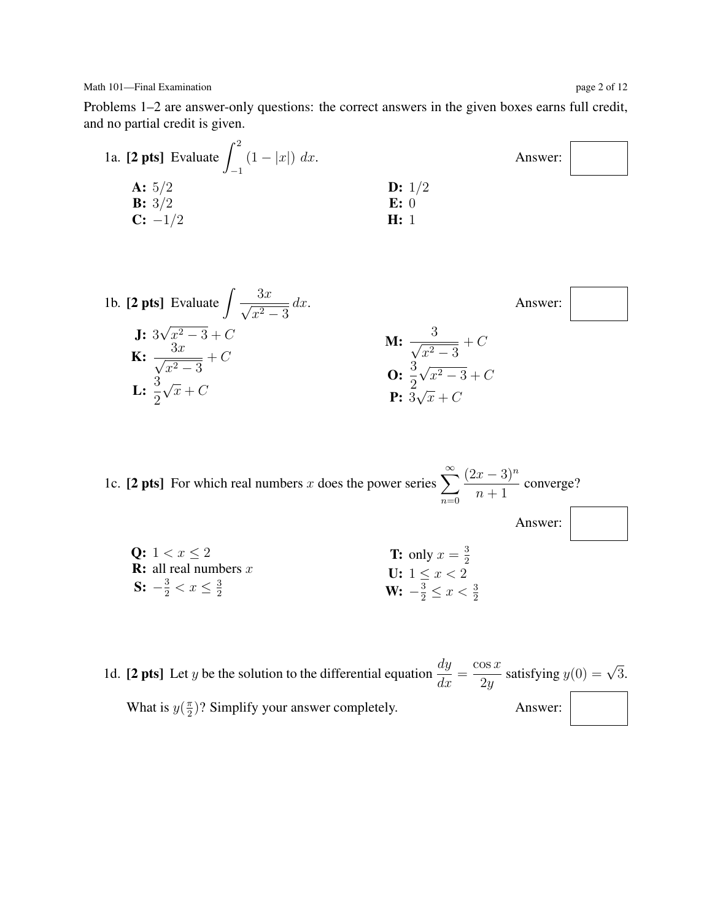Problems 1–2 are answer-only questions: the correct answers in the given boxes earns full credit, and no partial credit is given.

1a. **[2 pts]** Evaluate $\displaystyle\int_{-1}^{2} (1 - |x|)\ dx$.

Answer:

**A:** $5/2$
**B:** $3/2$
**C:** $-1/2$
**D:** $1/2$
**E:** $0$
**H:** $1$

1b. **[2 pts]** Evaluate $\displaystyle\int \frac{3x}{\sqrt{x^2-3}}\,dx$.

Answer:

**J:** $3\sqrt{x^2-3} + C$
**K:** $\dfrac{3x}{\sqrt{x^2-3}} + C$
**L:** $\dfrac{3}{2}\sqrt{x} + C$
**M:** $\dfrac{3}{\sqrt{x^2-3}} + C$
**O:** $\dfrac{3}{2}\sqrt{x^2-3} + C$
**P:** $3\sqrt{x} + C$

1c. **[2 pts]** For which real numbers $x$ does the power series $\displaystyle\sum_{n=0}^{\infty} \frac{(2x-3)^n}{n+1}$ converge?

Answer:

**Q:** $1 < x \leq 2$
**R:** all real numbers $x$
**S:** $-\frac{3}{2} < x \leq \frac{3}{2}$
**T:** only $x = \frac{3}{2}$
**U:** $1 \leq x < 2$
**W:** $-\frac{3}{2} \leq x < \frac{3}{2}$

1d. **[2 pts]** Let $y$ be the solution to the differential equation $\dfrac{dy}{dx} = \dfrac{\cos x}{2y}$ satisfying $y(0) = \sqrt{3}$.

What is $y(\frac{\pi}{2})$? Simplify your answer completely.

Answer: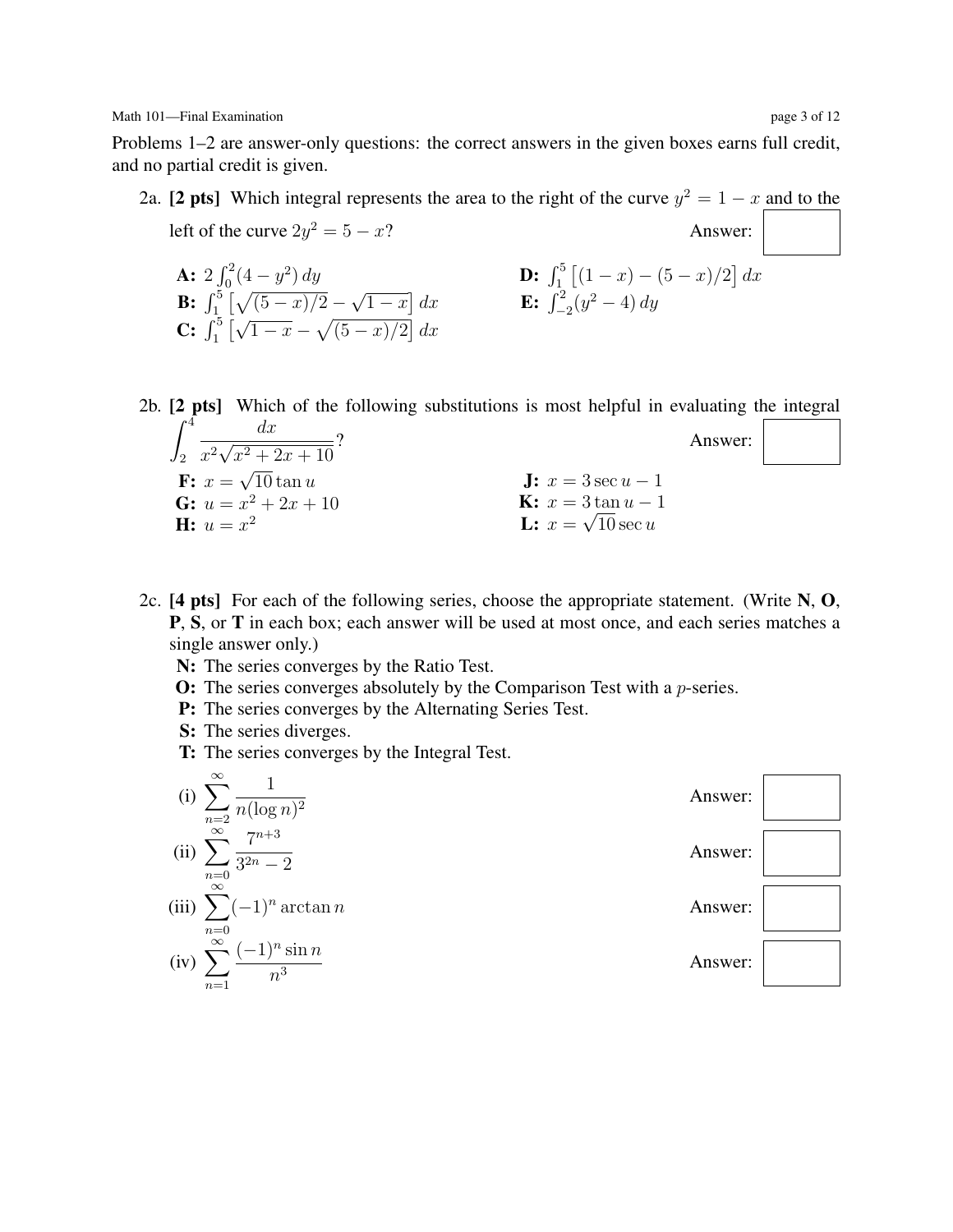Problems 1–2 are answer-only questions: the correct answers in the given boxes earns full credit, and no partial credit is given.

2a. **[2 pts]** Which integral represents the area to the right of the curve $y^2 = 1 - x$ and to the left of the curve $2y^2 = 5 - x$? Answer: ☐

**A:** $2\int_0^2 (4 - y^2)\, dy$

**B:** $\int_1^5 \left[\sqrt{(5-x)/2} - \sqrt{1-x}\right] dx$

**C:** $\int_1^5 \left[\sqrt{1-x} - \sqrt{(5-x)/2}\right] dx$

**D:** $\int_1^5 \left[(1-x) - (5-x)/2\right] dx$

**E:** $\int_{-2}^2 (y^2 - 4)\, dy$

2b. **[2 pts]** Which of the following substitutions is most helpful in evaluating the integral $\displaystyle\int_2^4 \frac{dx}{x^2\sqrt{x^2+2x+10}}$? Answer: ☐

**F:** $x = \sqrt{10}\tan u$

**G:** $u = x^2 + 2x + 10$

**H:** $u = x^2$

**J:** $x = 3\sec u - 1$

**K:** $x = 3\tan u - 1$

**L:** $x = \sqrt{10}\sec u$

2c. **[4 pts]** For each of the following series, choose the appropriate statement. (Write **N**, **O**, **P**, **S**, or **T** in each box; each answer will be used at most once, and each series matches a single answer only.)

**N:** The series converges by the Ratio Test.
**O:** The series converges absolutely by the Comparison Test with a $p$-series.
**P:** The series converges by the Alternating Series Test.
**S:** The series diverges.
**T:** The series converges by the Integral Test.

(i) $\displaystyle\sum_{n=2}^{\infty} \frac{1}{n(\log n)^2}$ Answer: ☐

(ii) $\displaystyle\sum_{n=0}^{\infty} \frac{7^{n+3}}{3^{2n} - 2}$ Answer: ☐

(iii) $\displaystyle\sum_{n=0}^{\infty} (-1)^n \arctan n$ Answer: ☐

(iv) $\displaystyle\sum_{n=1}^{\infty} \frac{(-1)^n \sin n}{n^3}$ Answer: ☐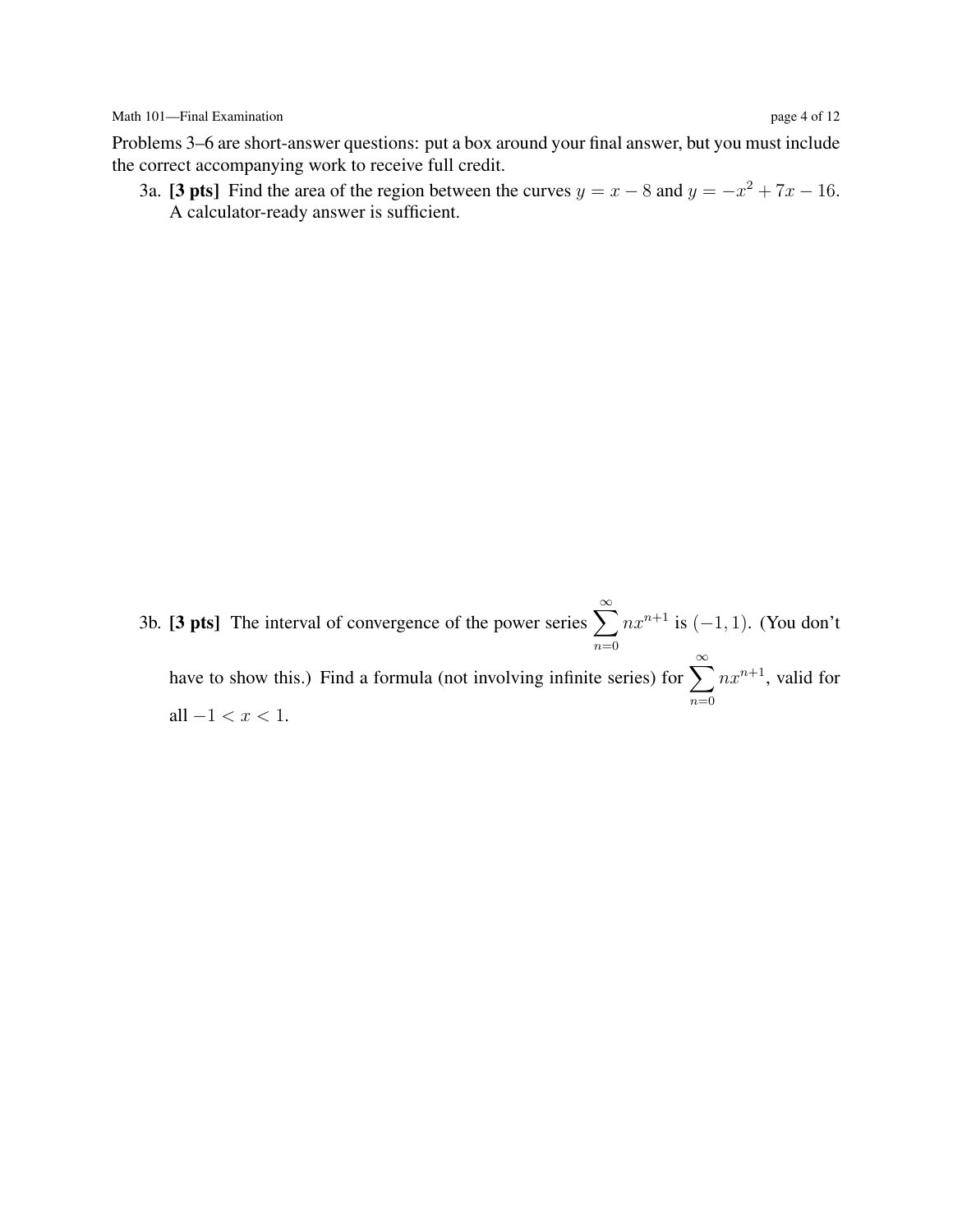Problems 3–6 are short-answer questions: put a box around your final answer, but you must include the correct accompanying work to receive full credit.

3a. **[3 pts]** Find the area of the region between the curves $y = x - 8$ and $y = -x^2 + 7x - 16$. A calculator-ready answer is sufficient.

3b. **[3 pts]** The interval of convergence of the power series $\displaystyle\sum_{n=0}^{\infty} nx^{n+1}$ is $(-1, 1)$. (You don't have to show this.) Find a formula (not involving infinite series) for $\displaystyle\sum_{n=0}^{\infty} nx^{n+1}$, valid for all $-1 < x < 1$.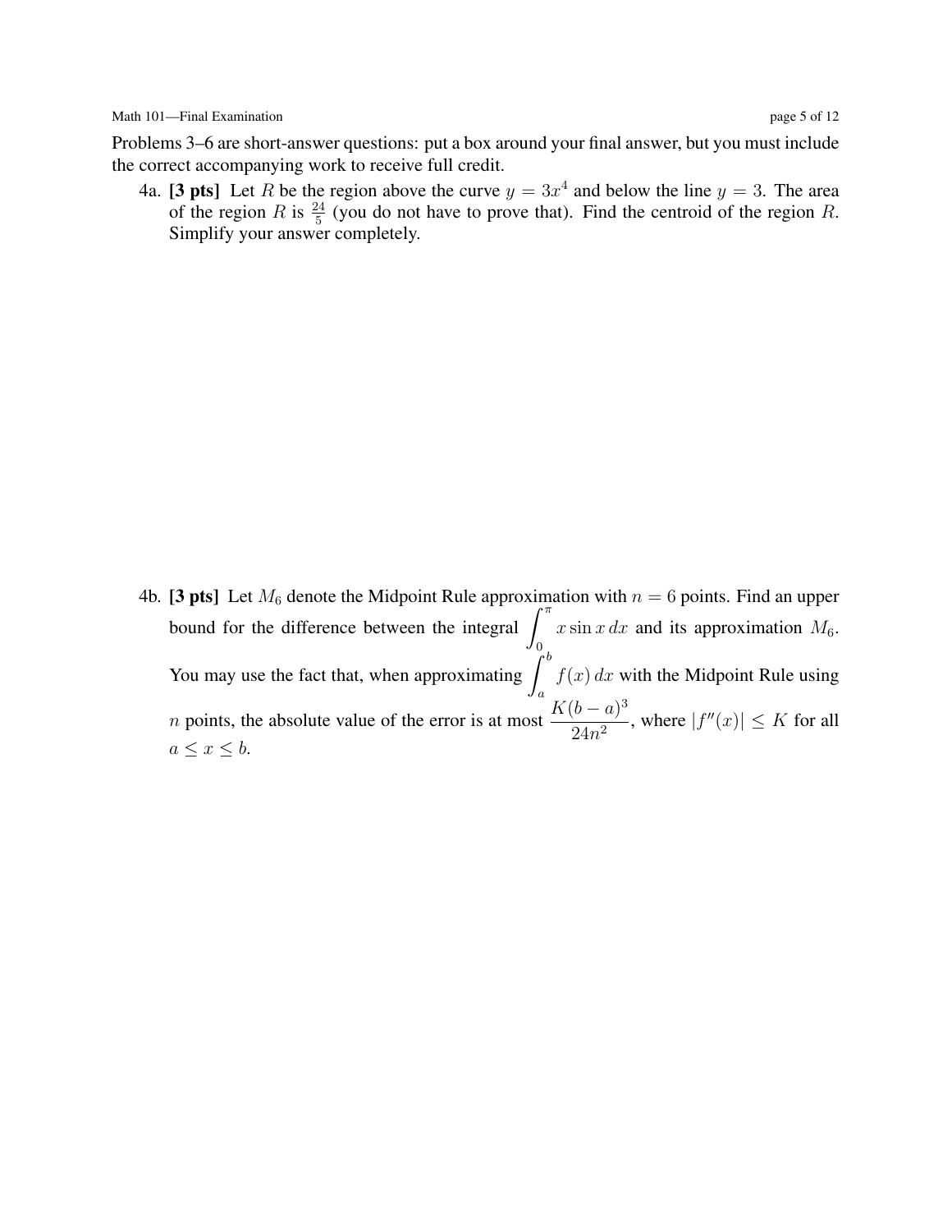Problems 3–6 are short-answer questions: put a box around your final answer, but you must include the correct accompanying work to receive full credit.

4a. **[3 pts]** Let $R$ be the region above the curve $y = 3x^4$ and below the line $y = 3$. The area of the region $R$ is $\frac{24}{5}$ (you do not have to prove that). Find the centroid of the region $R$. Simplify your answer completely.

4b. **[3 pts]** Let $M_6$ denote the Midpoint Rule approximation with $n = 6$ points. Find an upper bound for the difference between the integral $\displaystyle\int_0^{\pi} x \sin x \, dx$ and its approximation $M_6$. You may use the fact that, when approximating $\displaystyle\int_a^b f(x)\, dx$ with the Midpoint Rule using $n$ points, the absolute value of the error is at most $\dfrac{K(b-a)^3}{24n^2}$, where $|f''(x)| \le K$ for all $a \le x \le b$.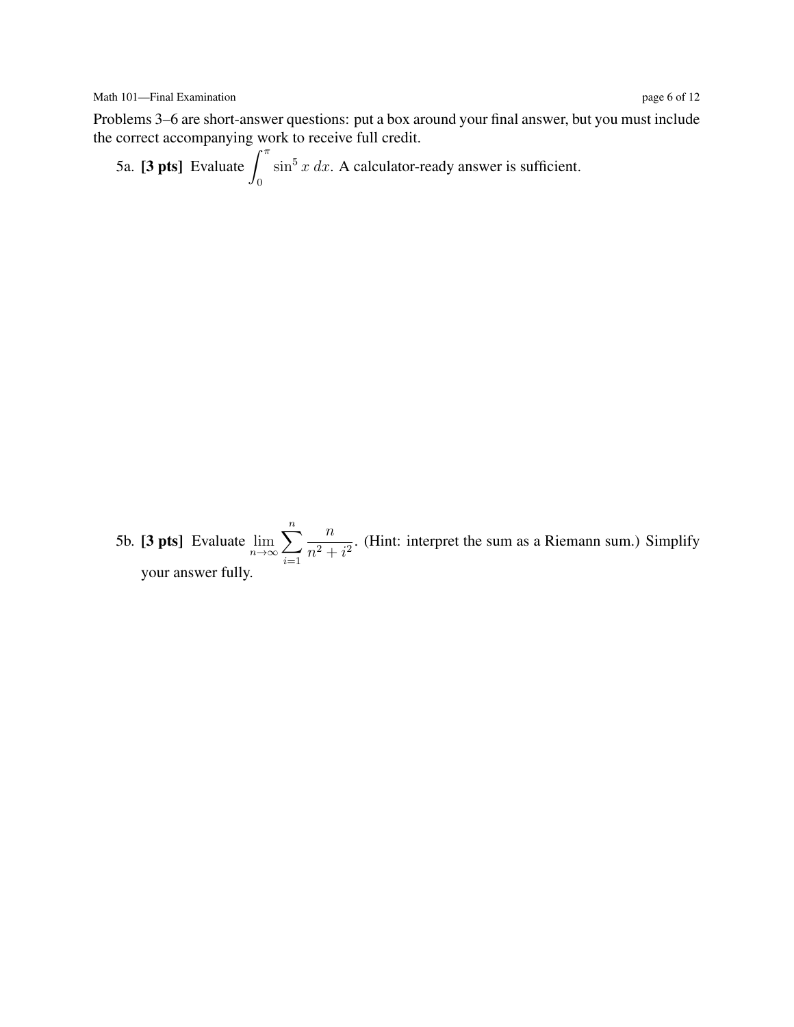Problems 3–6 are short-answer questions: put a box around your final answer, but you must include the correct accompanying work to receive full credit.

5a. **[3 pts]** Evaluate $\displaystyle\int_0^{\pi} \sin^5 x \, dx$. A calculator-ready answer is sufficient.

5b. **[3 pts]** Evaluate $\displaystyle\lim_{n\to\infty} \sum_{i=1}^{n} \frac{n}{n^2 + i^2}$. (Hint: interpret the sum as a Riemann sum.) Simplify your answer fully.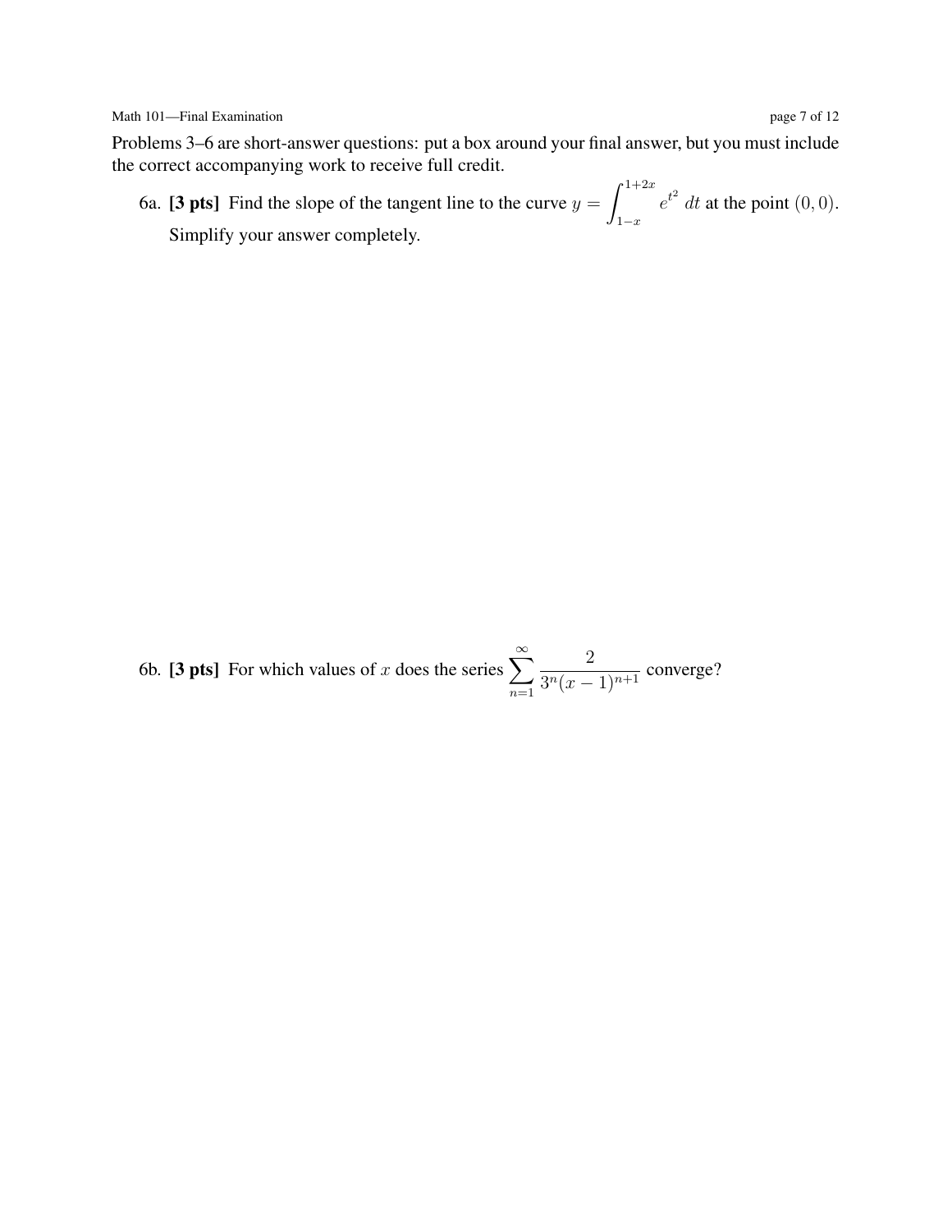Problems 3–6 are short-answer questions: put a box around your final answer, but you must include the correct accompanying work to receive full credit.

6a. **[3 pts]** Find the slope of the tangent line to the curve $y = \int_{1-x}^{1+2x} e^{t^2}\, dt$ at the point $(0, 0)$. Simplify your answer completely.

6b. **[3 pts]** For which values of $x$ does the series $\sum_{n=1}^{\infty} \frac{2}{3^n(x-1)^{n+1}}$ converge?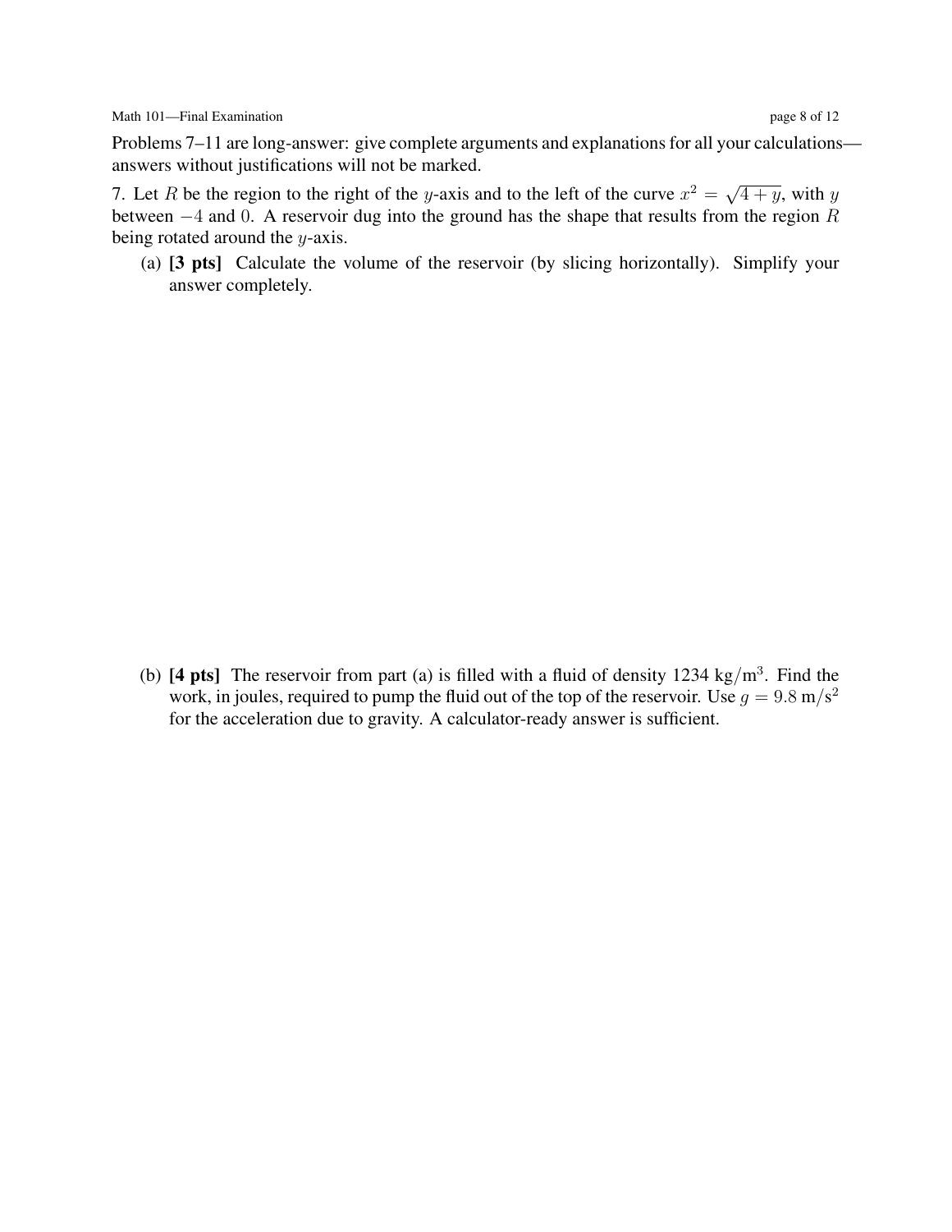Problems 7–11 are long-answer: give complete arguments and explanations for all your calculations—answers without justifications will not be marked.

7. Let $R$ be the region to the right of the $y$-axis and to the left of the curve $x^2 = \sqrt{4+y}$, with $y$ between $-4$ and $0$. A reservoir dug into the ground has the shape that results from the region $R$ being rotated around the $y$-axis.

(a) **[3 pts]** Calculate the volume of the reservoir (by slicing horizontally). Simplify your answer completely.

(b) **[4 pts]** The reservoir from part (a) is filled with a fluid of density 1234 $\text{kg/m}^3$. Find the work, in joules, required to pump the fluid out of the top of the reservoir. Use $g = 9.8\ \text{m/s}^2$ for the acceleration due to gravity. A calculator-ready answer is sufficient.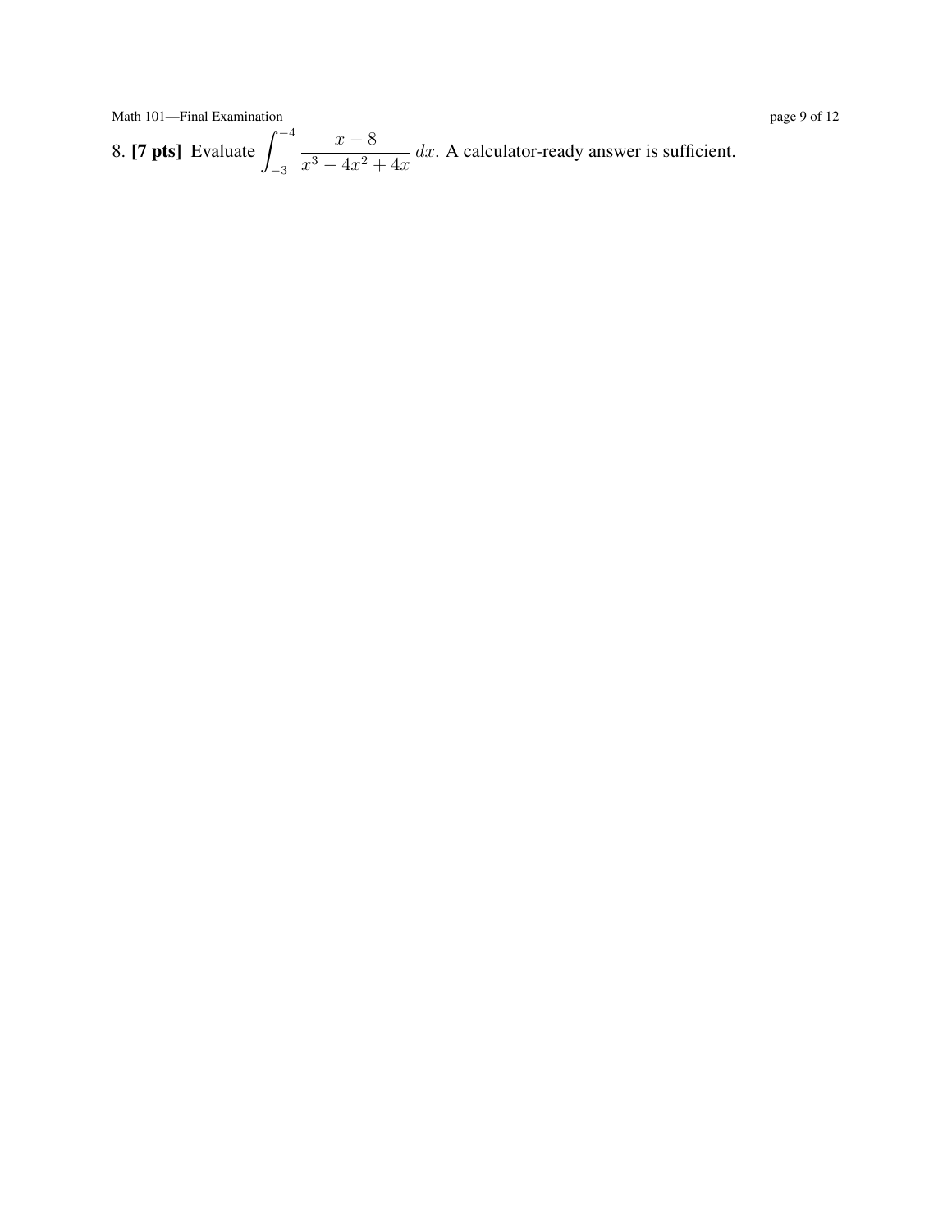8. **[7 pts]** Evaluate $\displaystyle\int_{-3}^{-4} \frac{x-8}{x^3-4x^2+4x}\,dx$. A calculator-ready answer is sufficient.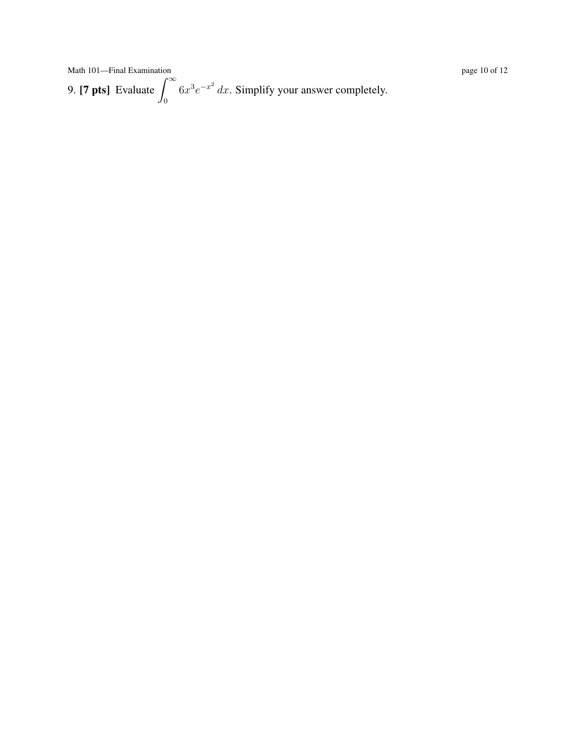9. **[7 pts]** Evaluate $\int_0^\infty 6x^3e^{-x^2}\,dx$. Simplify your answer completely.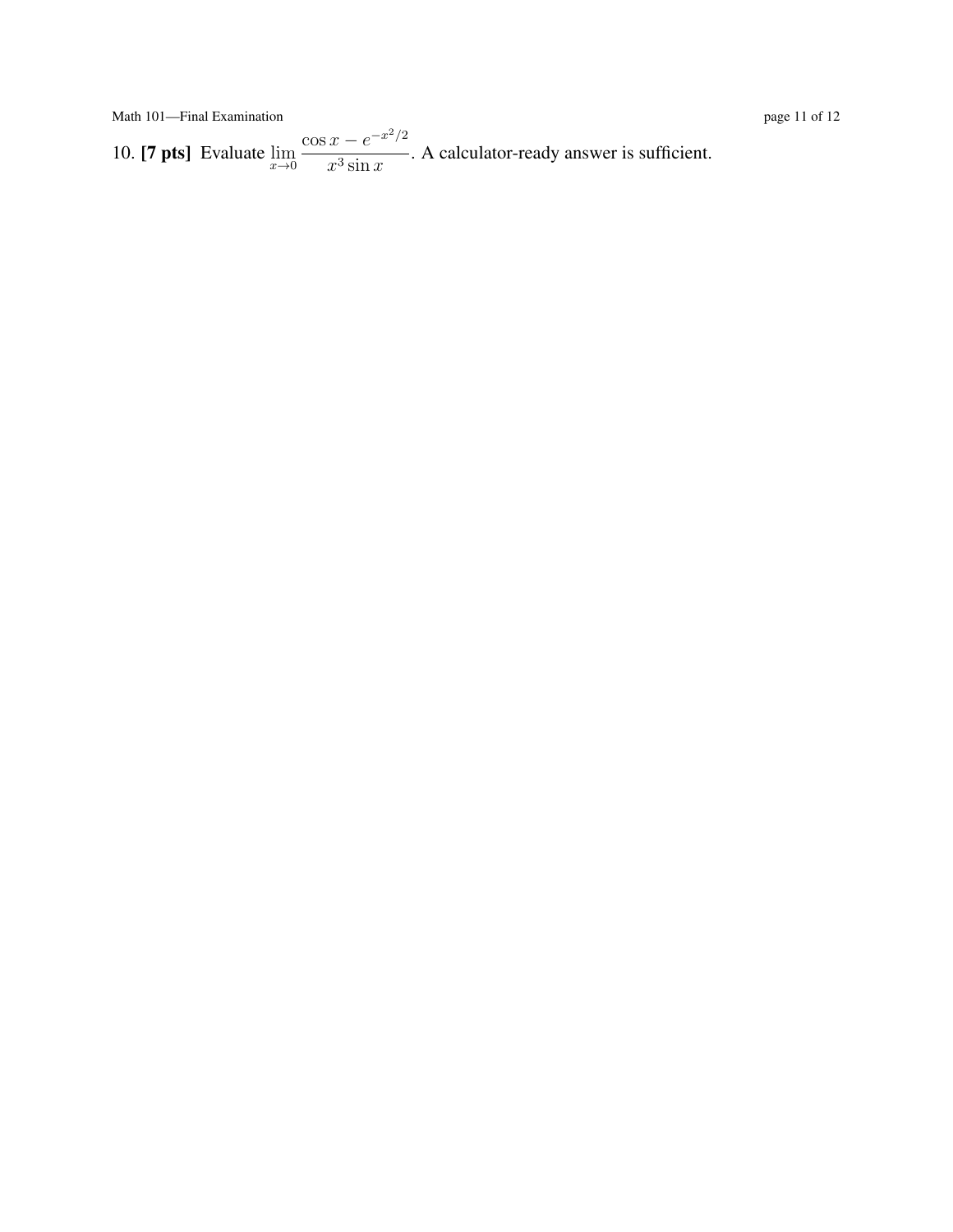10. **[7 pts]** Evaluate $\lim_{x \to 0} \dfrac{\cos x - e^{-x^2/2}}{x^3 \sin x}$. A calculator-ready answer is sufficient.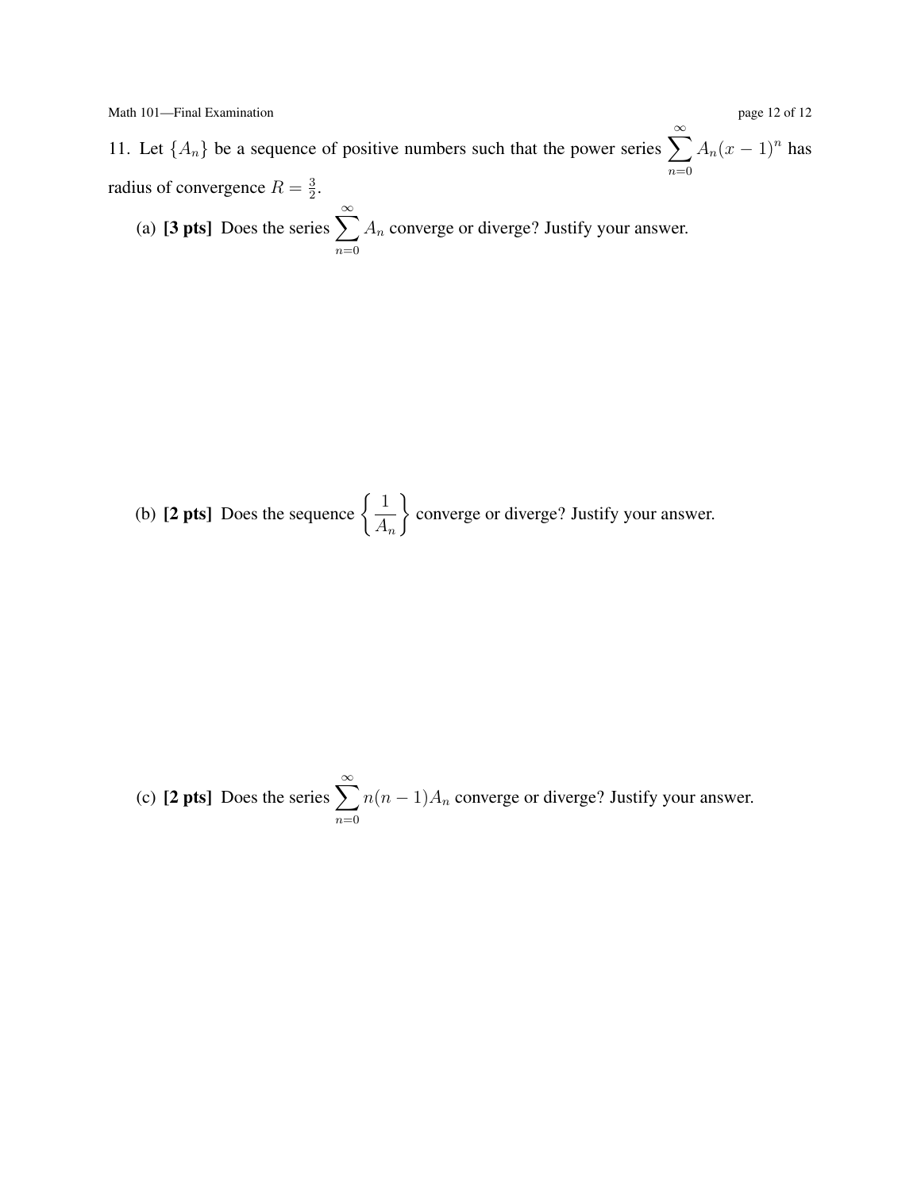11. Let $\{A_n\}$ be a sequence of positive numbers such that the power series $\sum_{n=0}^{\infty} A_n(x-1)^n$ has radius of convergence $R = \frac{3}{2}$.

(a) **[3 pts]** Does the series $\sum_{n=0}^{\infty} A_n$ converge or diverge? Justify your answer.

(b) **[2 pts]** Does the sequence $\left\{\frac{1}{A_n}\right\}$ converge or diverge? Justify your answer.

(c) **[2 pts]** Does the series $\sum_{n=0}^{\infty} n(n-1)A_n$ converge or diverge? Justify your answer.